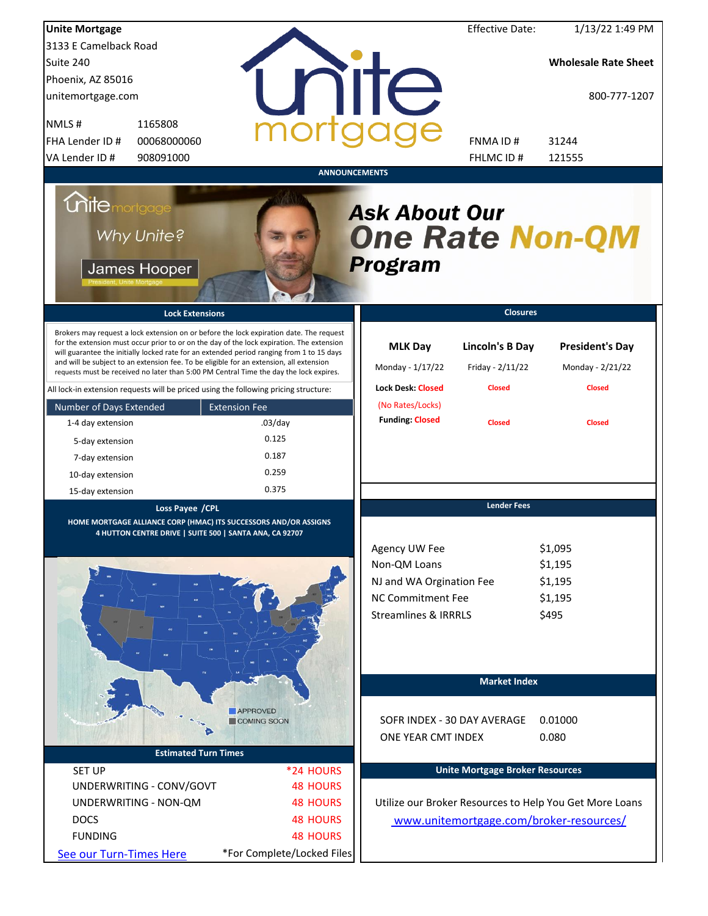**Unite Mortgage**
3133 E Camelback Road
Suite 240
Phoenix, AZ 85016
unitemortgage.com

| | |
|---|---|
| NMLS # | 1165808 |
| FHA Lender ID # | 00068000060 |
| VA Lender ID # | 908091000 |

Effective Date: 1/13/22 1:49 PM

**Wholesale Rate Sheet**

800-777-1207

| | |
|---|---|
| FNMA ID # | 31244 |
| FHLMC ID # | 121555 |

## ANNOUNCEMENTS

Why Unite?

James Hooper
President, Unite Mortgage

***Ask About Our One Rate Non-QM Program***

## Lock Extensions

Brokers may request a lock extension on or before the lock expiration date. The request for the extension must occur prior to or on the day of the lock expiration. The extension will guarantee the initially locked rate for an extended period ranging from 1 to 15 days and will be subject to an extension fee. To be eligible for an extension, all extension requests must be received no later than 5:00 PM Central Time the day the lock expires.

All lock-in extension requests will be priced using the following pricing structure:

| Number of Days Extended | Extension Fee |
|---|---|
| 1-4 day extension | .03/day |
| 5-day extension | 0.125 |
| 7-day extension | 0.187 |
| 10-day extension | 0.259 |
| 15-day extension | 0.375 |

## Closures

| | MLK Day | Lincoln's B Day | President's Day |
|---|---|---|---|
| | Monday - 1/17/22 | Friday - 2/11/22 | Monday - 2/21/22 |
| Lock Desk | Closed (No Rates/Locks) | Closed | Closed |
| Funding | Closed | Closed | Closed |

## Loss Payee /CPL

HOME MORTGAGE ALLIANCE CORP (HMAC) ITS SUCCESSORS AND/OR ASSIGNS
4 HUTTON CENTRE DRIVE | SUITE 500 | SANTA ANA, CA 92707

APPROVED
COMING SOON

## Lender Fees

| | |
|---|---|
| Agency UW Fee | $1,095 |
| Non-QM Loans | $1,195 |
| NJ and WA Orgination Fee | $1,195 |
| NC Commitment Fee | $1,195 |
| Streamlines & IRRRLS | $495 |

## Market Index

| | |
|---|---|
| SOFR INDEX - 30 DAY AVERAGE | 0.01000 |
| ONE YEAR CMT INDEX | 0.080 |

## Estimated Turn Times

| | |
|---|---|
| SET UP | *24 HOURS |
| UNDERWRITING - CONV/GOVT | 48 HOURS |
| UNDERWRITING - NON-QM | 48 HOURS |
| DOCS | 48 HOURS |
| FUNDING | 48 HOURS |

[See our Turn-Times Here](#)

*For Complete/Locked Files

## Unite Mortgage Broker Resources

Utilize our Broker Resources to Help You Get More Loans

[www.unitemortgage.com/broker-resources/](www.unitemortgage.com/broker-resources/)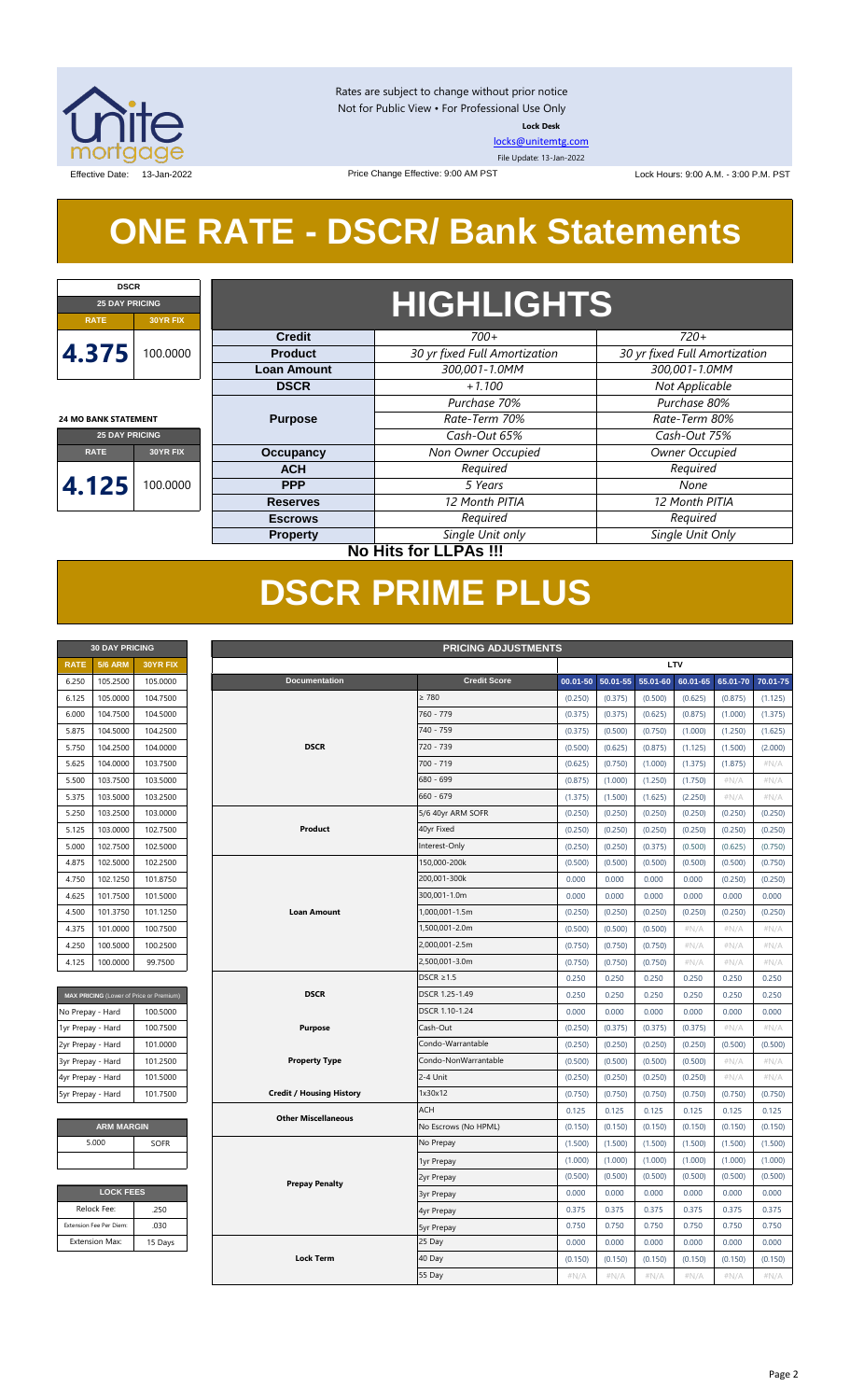Rates are subject to change without prior notice
Not for Public View • For Professional Use Only
**Lock Desk**
locks@unitemtg.com
File Update: 13-Jan-2022

Effective Date: 13-Jan-2022 | Price Change Effective: 9:00 AM PST | Lock Hours: 9:00 A.M. - 3:00 P.M. PST

# ONE RATE - DSCR/ Bank Statements

| DSCR | |
|---|---|
| **25 DAY PRICING** | |
| **RATE** | **30YR FIX** |
| 4.375 | 100.0000 |

| 24 MO BANK STATEMENT | |
|---|---|
| **25 DAY PRICING** | |
| **RATE** | **30YR FIX** |
| 4.125 | 100.0000 |

## HIGHLIGHTS

| | | |
|---|---|---|
| **Credit** | *700+* | *720+* |
| **Product** | *30 yr fixed Full Amortization* | *30 yr fixed Full Amortization* |
| **Loan Amount** | *300,001-1.0MM* | *300,001-1.0MM* |
| **DSCR** | *+1.100* | *Not Applicable* |
| **Purpose** | *Purchase 70%*<br>*Rate-Term 70%*<br>*Cash-Out 65%* | *Purchase 80%*<br>*Rate-Term 80%*<br>*Cash-Out 75%* |
| **Occupancy** | *Non Owner Occupied* | *Owner Occupied* |
| **ACH** | *Required* | *Required* |
| **PPP** | *5 Years* | *None* |
| **Reserves** | *12 Month PITIA* | *12 Month PITIA* |
| **Escrows** | *Required* | *Required* |
| **Property** | *Single Unit only* | *Single Unit Only* |

**No Hits for LLPAs !!!**

# DSCR PRIME PLUS

| 30 DAY PRICING | | |
|---|---|---|
| **RATE** | **5/6 ARM** | **30YR FIX** |
| 6.250 | 105.2500 | 105.0000 |
| 6.125 | 105.0000 | 104.7500 |
| 6.000 | 104.7500 | 104.5000 |
| 5.875 | 104.5000 | 104.2500 |
| 5.750 | 104.2500 | 104.0000 |
| 5.625 | 104.0000 | 103.7500 |
| 5.500 | 103.7500 | 103.5000 |
| 5.375 | 103.5000 | 103.2500 |
| 5.250 | 103.2500 | 103.0000 |
| 5.125 | 103.0000 | 102.7500 |
| 5.000 | 102.7500 | 102.5000 |
| 4.875 | 102.5000 | 102.2500 |
| 4.750 | 102.1250 | 101.8750 |
| 4.625 | 101.7500 | 101.5000 |
| 4.500 | 101.3750 | 101.1250 |
| 4.375 | 101.0000 | 100.7500 |
| 4.250 | 100.5000 | 100.2500 |
| 4.125 | 100.0000 | 99.7500 |

| MAX PRICING (Lower of Price or Premium) | |
|---|---|
| No Prepay - Hard | 100.5000 |
| 1yr Prepay - Hard | 100.7500 |
| 2yr Prepay - Hard | 101.0000 |
| 3yr Prepay - Hard | 101.2500 |
| 4yr Prepay - Hard | 101.5000 |
| 5yr Prepay - Hard | 101.7500 |

| ARM MARGIN | |
|---|---|
| 5.000 | SOFR |

| LOCK FEES | |
|---|---|
| Relock Fee: | .250 |
| Extension Fee Per Diem: | .030 |
| Extension Max: | 15 Days |

| PRICING ADJUSTMENTS | | | | | | | |
|---|---|---|---|---|---|---|---|
| | | LTV | | | | | |
| **Documentation** | **Credit Score** | **00.01-50** | **50.01-55** | **55.01-60** | **60.01-65** | **65.01-70** | **70.01-75** |
| DSCR | ≥ 780 | (0.250) | (0.375) | (0.500) | (0.625) | (0.875) | (1.125) |
| | 760 - 779 | (0.375) | (0.375) | (0.625) | (0.875) | (1.000) | (1.375) |
| | 740 - 759 | (0.375) | (0.500) | (0.750) | (1.000) | (1.250) | (1.625) |
| | 720 - 739 | (0.500) | (0.625) | (0.875) | (1.125) | (1.500) | (2.000) |
| | 700 - 719 | (0.625) | (0.750) | (1.000) | (1.375) | (1.875) | #N/A |
| | 680 - 699 | (0.875) | (1.000) | (1.250) | (1.750) | #N/A | #N/A |
| | 660 - 679 | (1.375) | (1.500) | (1.625) | (2.250) | #N/A | #N/A |
| Product | 5/6 40yr ARM SOFR | (0.250) | (0.250) | (0.250) | (0.250) | (0.250) | (0.250) |
| | 40yr Fixed | (0.250) | (0.250) | (0.250) | (0.250) | (0.250) | (0.250) |
| | Interest-Only | (0.250) | (0.250) | (0.375) | (0.500) | (0.625) | (0.750) |
| Loan Amount | 150,000-200k | (0.500) | (0.500) | (0.500) | (0.500) | (0.500) | (0.750) |
| | 200,001-300k | 0.000 | 0.000 | 0.000 | 0.000 | (0.250) | (0.250) |
| | 300,001-1.0m | 0.000 | 0.000 | 0.000 | 0.000 | 0.000 | 0.000 |
| | 1,000,001-1.5m | (0.250) | (0.250) | (0.250) | (0.250) | (0.250) | (0.250) |
| | 1,500,001-2.0m | (0.500) | (0.500) | (0.500) | #N/A | #N/A | #N/A |
| | 2,000,001-2.5m | (0.750) | (0.750) | (0.750) | #N/A | #N/A | #N/A |
| | 2,500,001-3.0m | (0.750) | (0.750) | (0.750) | #N/A | #N/A | #N/A |
| DSCR | DSCR ≥1.5 | 0.250 | 0.250 | 0.250 | 0.250 | 0.250 | 0.250 |
| | DSCR 1.25-1.49 | 0.250 | 0.250 | 0.250 | 0.250 | 0.250 | 0.250 |
| | DSCR 1.10-1.24 | 0.000 | 0.000 | 0.000 | 0.000 | 0.000 | 0.000 |
| Purpose | Cash-Out | (0.250) | (0.375) | (0.375) | (0.375) | #N/A | #N/A |
| Property Type | Condo-Warrantable | (0.250) | (0.250) | (0.250) | (0.250) | (0.500) | (0.500) |
| | Condo-NonWarrantable | (0.500) | (0.500) | (0.500) | (0.500) | #N/A | #N/A |
| | 2-4 Unit | (0.250) | (0.250) | (0.250) | (0.250) | #N/A | #N/A |
| Credit / Housing History | 1x30x12 | (0.750) | (0.750) | (0.750) | (0.750) | (0.750) | (0.750) |
| Other Miscellaneous | ACH | 0.125 | 0.125 | 0.125 | 0.125 | 0.125 | 0.125 |
| | No Escrows (No HPML) | (0.150) | (0.150) | (0.150) | (0.150) | (0.150) | (0.150) |
| Prepay Penalty | No Prepay | (1.500) | (1.500) | (1.500) | (1.500) | (1.500) | (1.500) |
| | 1yr Prepay | (1.000) | (1.000) | (1.000) | (1.000) | (1.000) | (1.000) |
| | 2yr Prepay | (0.500) | (0.500) | (0.500) | (0.500) | (0.500) | (0.500) |
| | 3yr Prepay | 0.000 | 0.000 | 0.000 | 0.000 | 0.000 | 0.000 |
| | 4yr Prepay | 0.375 | 0.375 | 0.375 | 0.375 | 0.375 | 0.375 |
| | 5yr Prepay | 0.750 | 0.750 | 0.750 | 0.750 | 0.750 | 0.750 |
| Lock Term | 25 Day | 0.000 | 0.000 | 0.000 | 0.000 | 0.000 | 0.000 |
| | 40 Day | (0.150) | (0.150) | (0.150) | (0.150) | (0.150) | (0.150) |
| | 55 Day | #N/A | #N/A | #N/A | #N/A | #N/A | #N/A |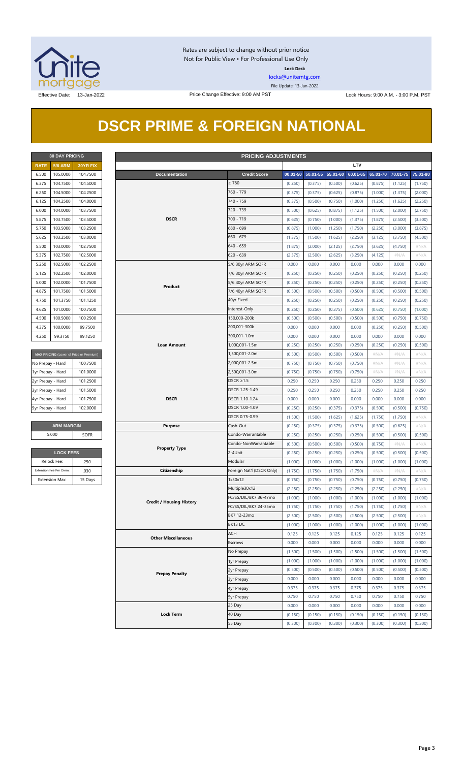Rates are subject to change without prior notice
Not for Public View • For Professional Use Only

**Lock Desk**

locks@unitemtg.com

File Update: 13-Jan-2022

Effective Date: 13-Jan-2022

Price Change Effective: 9:00 AM PST

Lock Hours: 9:00 A.M. - 3:00 P.M. PST

# DSCR PRIME & FOREIGN NATIONAL

| 30 DAY PRICING | | |
|---|---|---|
| RATE | 5/6 ARM | 30YR FIX |
| 6.500 | 105.0000 | 104.7500 |
| 6.375 | 104.7500 | 104.5000 |
| 6.250 | 104.5000 | 104.2500 |
| 6.125 | 104.2500 | 104.0000 |
| 6.000 | 104.0000 | 103.7500 |
| 5.875 | 103.7500 | 103.5000 |
| 5.750 | 103.5000 | 103.2500 |
| 5.625 | 103.2500 | 103.0000 |
| 5.500 | 103.0000 | 102.7500 |
| 5.375 | 102.7500 | 102.5000 |
| 5.250 | 102.5000 | 102.2500 |
| 5.125 | 102.2500 | 102.0000 |
| 5.000 | 102.0000 | 101.7500 |
| 4.875 | 101.7500 | 101.5000 |
| 4.750 | 101.3750 | 101.1250 |
| 4.625 | 101.0000 | 100.7500 |
| 4.500 | 100.5000 | 100.2500 |
| 4.375 | 100.0000 | 99.7500 |
| 4.250 | 99.3750 | 99.1250 |

| MAX PRICING (Lower of Price or Premium) | |
|---|---|
| No Prepay - Hard | 100.7500 |
| 1yr Prepay - Hard | 101.0000 |
| 2yr Prepay - Hard | 101.2500 |
| 3yr Prepay - Hard | 101.5000 |
| 4yr Prepay - Hard | 101.7500 |
| 5yr Prepay - Hard | 102.0000 |

| ARM MARGIN | |
|---|---|
| 5.000 | SOFR |

| LOCK FEES | |
|---|---|
| Relock Fee: | .250 |
| Extension Fee Per Diem: | .030 |
| Extension Max: | 15 Days |

| PRICING ADJUSTMENTS | | | | | | | | |
|---|---|---|---|---|---|---|---|---|
| | | LTV | | | | | | |
| Documentation | Credit Score | 00.01-50 | 50.01-55 | 55.01-60 | 60.01-65 | 65.01-70 | 70.01-75 | 75.01-80 |
| DSCR | ≥ 780 | (0.250) | (0.375) | (0.500) | (0.625) | (0.875) | (1.125) | (1.750) |
| | 760 - 779 | (0.375) | (0.375) | (0.625) | (0.875) | (1.000) | (1.375) | (2.000) |
| | 740 - 759 | (0.375) | (0.500) | (0.750) | (1.000) | (1.250) | (1.625) | (2.250) |
| | 720 - 739 | (0.500) | (0.625) | (0.875) | (1.125) | (1.500) | (2.000) | (2.750) |
| | 700 - 719 | (0.625) | (0.750) | (1.000) | (1.375) | (1.875) | (2.500) | (3.500) |
| | 680 - 699 | (0.875) | (1.000) | (1.250) | (1.750) | (2.250) | (3.000) | (3.875) |
| | 660 - 679 | (1.375) | (1.500) | (1.625) | (2.250) | (3.125) | (3.750) | (4.500) |
| | 640 - 659 | (1.875) | (2.000) | (2.125) | (2.750) | (3.625) | (4.750) | #N/A |
| | 620 - 639 | (2.375) | (2.500) | (2.625) | (3.250) | (4.125) | #N/A | #N/A |
| Product | 5/6 30yr ARM SOFR | 0.000 | 0.000 | 0.000 | 0.000 | 0.000 | 0.000 | 0.000 |
| | 7/6 30yr ARM SOFR | (0.250) | (0.250) | (0.250) | (0.250) | (0.250) | (0.250) | (0.250) |
| | 5/6 40yr ARM SOFR | (0.250) | (0.250) | (0.250) | (0.250) | (0.250) | (0.250) | (0.250) |
| | 7/6 40yr ARM SOFR | (0.500) | (0.500) | (0.500) | (0.500) | (0.500) | (0.500) | (0.500) |
| | 40yr Fixed | (0.250) | (0.250) | (0.250) | (0.250) | (0.250) | (0.250) | (0.250) |
| | Interest-Only | (0.250) | (0.250) | (0.375) | (0.500) | (0.625) | (0.750) | (1.000) |
| Loan Amount | 150,000-200k | (0.500) | (0.500) | (0.500) | (0.500) | (0.500) | (0.750) | (0.750) |
| | 200,001-300k | 0.000 | 0.000 | 0.000 | 0.000 | (0.250) | (0.250) | (0.500) |
| | 300,001-1.0m | 0.000 | 0.000 | 0.000 | 0.000 | 0.000 | 0.000 | 0.000 |
| | 1,000,001-1.5m | (0.250) | (0.250) | (0.250) | (0.250) | (0.250) | (0.250) | (0.500) |
| | 1,500,001-2.0m | (0.500) | (0.500) | (0.500) | (0.500) | #N/A | #N/A | #N/A |
| | 2,000,001-2.5m | (0.750) | (0.750) | (0.750) | (0.750) | #N/A | #N/A | #N/A |
| | 2,500,001-3.0m | (0.750) | (0.750) | (0.750) | (0.750) | #N/A | #N/A | #N/A |
| DSCR | DSCR ≥1.5 | 0.250 | 0.250 | 0.250 | 0.250 | 0.250 | 0.250 | 0.250 |
| | DSCR 1.25-1.49 | 0.250 | 0.250 | 0.250 | 0.250 | 0.250 | 0.250 | 0.250 |
| | DSCR 1.10-1.24 | 0.000 | 0.000 | 0.000 | 0.000 | 0.000 | 0.000 | 0.000 |
| | DSCR 1.00-1.09 | (0.250) | (0.250) | (0.375) | (0.375) | (0.500) | (0.500) | (0.750) |
| | DSCR 0.75-0.99 | (1.500) | (1.500) | (1.625) | (1.625) | (1.750) | (1.750) | #N/A |
| Purpose | Cash-Out | (0.250) | (0.375) | (0.375) | (0.375) | (0.500) | (0.625) | #N/A |
| Property Type | Condo-Warrantable | (0.250) | (0.250) | (0.250) | (0.250) | (0.500) | (0.500) | (0.500) |
| | Condo-NonWarrantable | (0.500) | (0.500) | (0.500) | (0.500) | (0.750) | #N/A | #N/A |
| | 2-4Unit | (0.250) | (0.250) | (0.250) | (0.250) | (0.500) | (0.500) | (0.500) |
| | Modular | (1.000) | (1.000) | (1.000) | (1.000) | (1.000) | (1.000) | (1.000) |
| Citizenship | Foreign Nat'l (DSCR Only) | (1.750) | (1.750) | (1.750) | (1.750) | #N/A | #N/A | #N/A |
| Credit / Housing History | 1x30x12 | (0.750) | (0.750) | (0.750) | (0.750) | (0.750) | (0.750) | (0.750) |
| | Multiple30x12 | (2.250) | (2.250) | (2.250) | (2.250) | (2.250) | (2.250) | #N/A |
| | FC/SS/DIL/BK7 36-47mo | (1.000) | (1.000) | (1.000) | (1.000) | (1.000) | (1.000) | (1.000) |
| | FC/SS/DIL/BK7 24-35mo | (1.750) | (1.750) | (1.750) | (1.750) | (1.750) | (1.750) | #N/A |
| | BK7 12-23mo | (2.500) | (2.500) | (2.500) | (2.500) | (2.500) | (2.500) | #N/A |
| | BK13 DC | (1.000) | (1.000) | (1.000) | (1.000) | (1.000) | (1.000) | (1.000) |
| Other Miscellaneous | ACH | 0.125 | 0.125 | 0.125 | 0.125 | 0.125 | 0.125 | 0.125 |
| | Escrows | 0.000 | 0.000 | 0.000 | 0.000 | 0.000 | 0.000 | 0.000 |
| Prepay Penalty | No Prepay | (1.500) | (1.500) | (1.500) | (1.500) | (1.500) | (1.500) | (1.500) |
| | 1yr Prepay | (1.000) | (1.000) | (1.000) | (1.000) | (1.000) | (1.000) | (1.000) |
| | 2yr Prepay | (0.500) | (0.500) | (0.500) | (0.500) | (0.500) | (0.500) | (0.500) |
| | 3yr Prepay | 0.000 | 0.000 | 0.000 | 0.000 | 0.000 | 0.000 | 0.000 |
| | 4yr Prepay | 0.375 | 0.375 | 0.375 | 0.375 | 0.375 | 0.375 | 0.375 |
| | 5yr Prepay | 0.750 | 0.750 | 0.750 | 0.750 | 0.750 | 0.750 | 0.750 |
| Lock Term | 25 Day | 0.000 | 0.000 | 0.000 | 0.000 | 0.000 | 0.000 | 0.000 |
| | 40 Day | (0.150) | (0.150) | (0.150) | (0.150) | (0.150) | (0.150) | (0.150) |
| | 55 Day | (0.300) | (0.300) | (0.300) | (0.300) | (0.300) | (0.300) | (0.300) |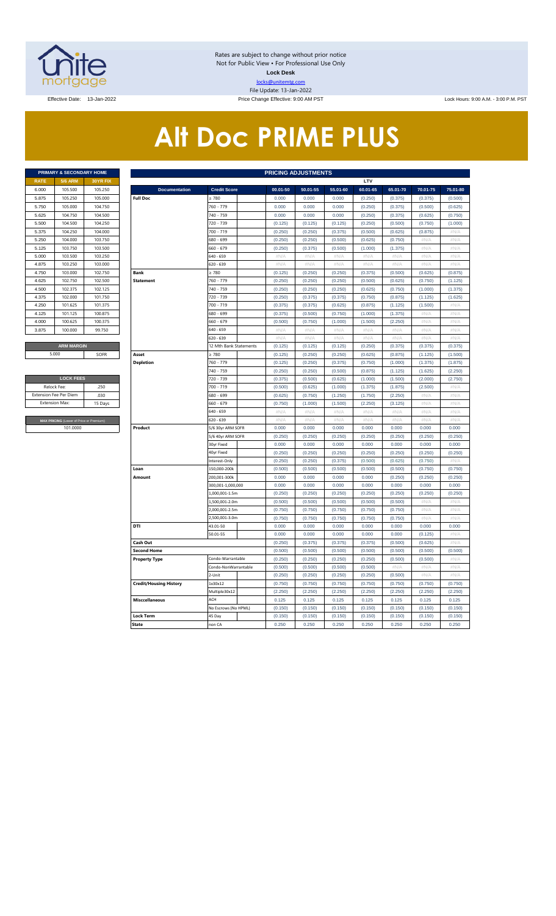Rates are subject to change without prior notice
Not for Public View • For Professional Use Only
**Lock Desk**
locks@unitemtg.com
File Update: 13-Jan-2022

Effective Date: 13-Jan-2022 | Price Change Effective: 9:00 AM PST | Lock Hours: 9:00 A.M. - 3:00 P.M. PST

# Alt Doc PRIME PLUS

| PRIMARY & SECONDARY HOME | | |
|---|---|---|
| RATE | 5/6 ARM | 30YR FIX |
| 6.000 | 105.500 | 105.250 |
| 5.875 | 105.250 | 105.000 |
| 5.750 | 105.000 | 104.750 |
| 5.625 | 104.750 | 104.500 |
| 5.500 | 104.500 | 104.250 |
| 5.375 | 104.250 | 104.000 |
| 5.250 | 104.000 | 103.750 |
| 5.125 | 103.750 | 103.500 |
| 5.000 | 103.500 | 103.250 |
| 4.875 | 103.250 | 103.000 |
| 4.750 | 103.000 | 102.750 |
| 4.625 | 102.750 | 102.500 |
| 4.500 | 102.375 | 102.125 |
| 4.375 | 102.000 | 101.750 |
| 4.250 | 101.625 | 101.375 |
| 4.125 | 101.125 | 100.875 |
| 4.000 | 100.625 | 100.375 |
| 3.875 | 100.000 | 99.750 |

| ARM MARGIN | |
|---|---|
| 5.000 | SOFR |

| LOCK FEES | |
|---|---|
| Relock Fee: | .250 |
| Extension Fee Per Diem | .030 |
| Extension Max: | 15 Days |

| MAX PRICING (Lower of Price or Premium) |
|---|
| 101.0000 |

| PRICING ADJUSTMENTS | | | | | | | | |
|---|---|---|---|---|---|---|---|---|
| | | LTV | | | | | | |
| Documentation | Credit Score | 00.01-50 | 50.01-55 | 55.01-60 | 60.01-65 | 65.01-70 | 70.01-75 | 75.01-80 |
| Full Doc | ≥ 780 | 0.000 | 0.000 | 0.000 | (0.250) | (0.375) | (0.375) | (0.500) |
| | 760 - 779 | 0.000 | 0.000 | 0.000 | (0.250) | (0.375) | (0.500) | (0.625) |
| | 740 - 759 | 0.000 | 0.000 | 0.000 | (0.250) | (0.375) | (0.625) | (0.750) |
| | 720 - 739 | (0.125) | (0.125) | (0.125) | (0.250) | (0.500) | (0.750) | (1.000) |
| | 700 - 719 | (0.250) | (0.250) | (0.375) | (0.500) | (0.625) | (0.875) | #N/A |
| | 680 - 699 | (0.250) | (0.250) | (0.500) | (0.625) | (0.750) | #N/A | #N/A |
| | 660 - 679 | (0.250) | (0.375) | (0.500) | (1.000) | (1.375) | #N/A | #N/A |
| | 640 - 659 | #N/A | #N/A | #N/A | #N/A | #N/A | #N/A | #N/A |
| | 620 - 639 | #N/A | #N/A | #N/A | #N/A | #N/A | #N/A | #N/A |
| Bank Statement | ≥ 780 | (0.125) | (0.250) | (0.250) | (0.375) | (0.500) | (0.625) | (0.875) |
| | 760 - 779 | (0.250) | (0.250) | (0.250) | (0.500) | (0.625) | (0.750) | (1.125) |
| | 740 - 759 | (0.250) | (0.250) | (0.250) | (0.625) | (0.750) | (1.000) | (1.375) |
| | 720 - 739 | (0.250) | (0.375) | (0.375) | (0.750) | (0.875) | (1.125) | (1.625) |
| | 700 - 719 | (0.375) | (0.375) | (0.625) | (0.875) | (1.125) | (1.500) | #N/A |
| | 680 - 699 | (0.375) | (0.500) | (0.750) | (1.000) | (1.375) | #N/A | #N/A |
| | 660 - 679 | (0.500) | (0.750) | (1.000) | (1.500) | (2.250) | #N/A | #N/A |
| | 640 - 659 | #N/A | #N/A | #N/A | #N/A | #N/A | #N/A | #N/A |
| | 620 - 639 | #N/A | #N/A | #N/A | #N/A | #N/A | #N/A | #N/A |
| | 12 Mth Bank Statements | (0.125) | (0.125) | (0.125) | (0.250) | (0.375) | (0.375) | (0.375) |
| Asset Depletion | ≥ 780 | (0.125) | (0.250) | (0.250) | (0.625) | (0.875) | (1.125) | (1.500) |
| | 760 - 779 | (0.125) | (0.250) | (0.375) | (0.750) | (1.000) | (1.375) | (1.875) |
| | 740 - 759 | (0.250) | (0.250) | (0.500) | (0.875) | (1.125) | (1.625) | (2.250) |
| | 720 - 739 | (0.375) | (0.500) | (0.625) | (1.000) | (1.500) | (2.000) | (2.750) |
| | 700 - 719 | (0.500) | (0.625) | (1.000) | (1.375) | (1.875) | (2.500) | #N/A |
| | 680 - 699 | (0.625) | (0.750) | (1.250) | (1.750) | (2.250) | #N/A | #N/A |
| | 660 - 679 | (0.750) | (1.000) | (1.500) | (2.250) | (3.125) | #N/A | #N/A |
| | 640 - 659 | #N/A | #N/A | #N/A | #N/A | #N/A | #N/A | #N/A |
| | 620 - 639 | #N/A | #N/A | #N/A | #N/A | #N/A | #N/A | #N/A |
| Product | 5/6 30yr ARM SOFR | 0.000 | 0.000 | 0.000 | 0.000 | 0.000 | 0.000 | 0.000 |
| | 5/6 40yr ARM SOFR | (0.250) | (0.250) | (0.250) | (0.250) | (0.250) | (0.250) | (0.250) |
| | 30yr Fixed | 0.000 | 0.000 | 0.000 | 0.000 | 0.000 | 0.000 | 0.000 |
| | 40yr Fixed | (0.250) | (0.250) | (0.250) | (0.250) | (0.250) | (0.250) | (0.250) |
| | Interest-Only | (0.250) | (0.250) | (0.375) | (0.500) | (0.625) | (0.750) | #N/A |
| Loan Amount | 150,000-200k | (0.500) | (0.500) | (0.500) | (0.500) | (0.500) | (0.750) | (0.750) |
| | 200,001-300k | 0.000 | 0.000 | 0.000 | 0.000 | (0.250) | (0.250) | (0.250) |
| | 300,001-1,000,000 | 0.000 | 0.000 | 0.000 | 0.000 | 0.000 | 0.000 | 0.000 |
| | 1,000,001-1.5m | (0.250) | (0.250) | (0.250) | (0.250) | (0.250) | (0.250) | (0.250) |
| | 1,500,001-2.0m | (0.500) | (0.500) | (0.500) | (0.500) | (0.500) | #N/A | #N/A |
| | 2,000,001-2.5m | (0.750) | (0.750) | (0.750) | (0.750) | (0.750) | #N/A | #N/A |
| | 2,500,001-3.0m | (0.750) | (0.750) | (0.750) | (0.750) | (0.750) | #N/A | #N/A |
| DTI | 43.01-50 | 0.000 | 0.000 | 0.000 | 0.000 | 0.000 | 0.000 | 0.000 |
| | 50.01-55 | 0.000 | 0.000 | 0.000 | 0.000 | 0.000 | (0.125) | #N/A |
| Cash Out | | (0.250) | (0.375) | (0.375) | (0.375) | (0.500) | (0.625) | #N/A |
| Second Home | | (0.500) | (0.500) | (0.500) | (0.500) | (0.500) | (0.500) | (0.500) |
| Property Type | Condo-Warrantable | (0.250) | (0.250) | (0.250) | (0.250) | (0.500) | (0.500) | #N/A |
| | Condo-NonWarrantable | (0.500) | (0.500) | (0.500) | (0.500) | #N/A | #N/A | #N/A |
| | 2-Unit | (0.250) | (0.250) | (0.250) | (0.250) | (0.500) | #N/A | #N/A |
| Credit/Housing History | 1x30x12 | (0.750) | (0.750) | (0.750) | (0.750) | (0.750) | (0.750) | (0.750) |
| | Multiple30x12 | (2.250) | (2.250) | (2.250) | (2.250) | (2.250) | (2.250) | (2.250) |
| Misccellaneous | ACH | 0.125 | 0.125 | 0.125 | 0.125 | 0.125 | 0.125 | 0.125 |
| | No Escrows (No HPML) | (0.150) | (0.150) | (0.150) | (0.150) | (0.150) | (0.150) | (0.150) |
| Lock Term | 45 Day | (0.150) | (0.150) | (0.150) | (0.150) | (0.150) | (0.150) | (0.150) |
| State | non CA | 0.250 | 0.250 | 0.250 | 0.250 | 0.250 | 0.250 | 0.250 |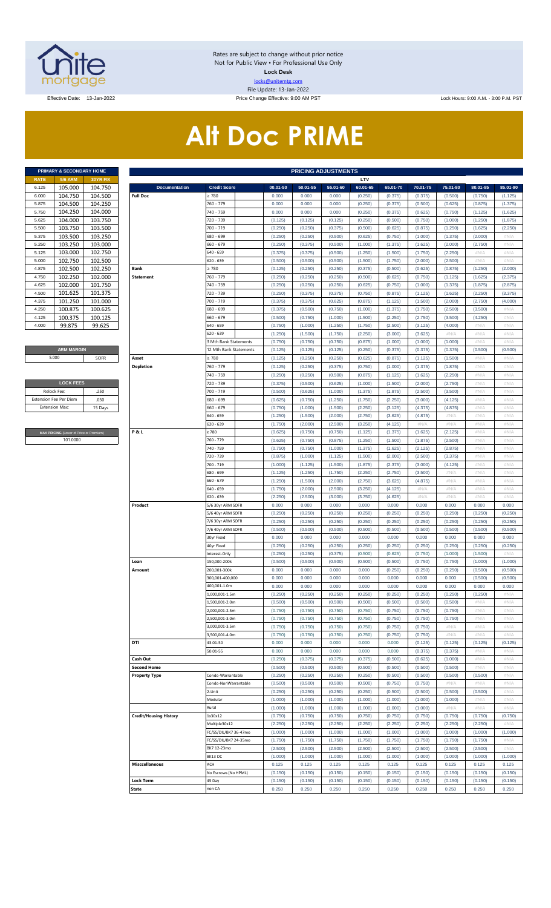Rates are subject to change without prior notice
Not for Public View • For Professional Use Only
**Lock Desk**
locks@unitemtg.com
File Update: 13-Jan-2022

Effective Date: 13-Jan-2022 | Price Change Effective: 9:00 AM PST | Lock Hours: 9:00 A.M. - 3:00 P.M. PST

# Alt Doc PRIME

| PRIMARY & SECONDARY HOME | | |
|---|---|---|
| RATE | 5/6 ARM | 30YR FIX |
| 6.125 | 105.000 | 104.750 |
| 6.000 | 104.750 | 104.500 |
| 5.875 | 104.500 | 104.250 |
| 5.750 | 104.250 | 104.000 |
| 5.625 | 104.000 | 103.750 |
| 5.500 | 103.750 | 103.500 |
| 5.375 | 103.500 | 103.250 |
| 5.250 | 103.250 | 103.000 |
| 5.125 | 103.000 | 102.750 |
| 5.000 | 102.750 | 102.500 |
| 4.875 | 102.500 | 102.250 |
| 4.750 | 102.250 | 102.000 |
| 4.625 | 102.000 | 101.750 |
| 4.500 | 101.625 | 101.375 |
| 4.375 | 101.250 | 101.000 |
| 4.250 | 100.875 | 100.625 |
| 4.125 | 100.375 | 100.125 |
| 4.000 | 99.875 | 99.625 |

| ARM MARGIN | |
|---|---|
| 5.000 | SOFR |

| LOCK FEES | |
|---|---|
| Relock Fee: | .250 |
| Extension Fee Per Diem | .030 |
| Extension Max: | 15 Days |

| MAX PRICING (Lower of Price or Premium) |
|---|
| 101.0000 |

| PRICING ADJUSTMENTS | | | | | | | | | | |
|---|---|---|---|---|---|---|---|---|---|---|
| | | LTV | | | | | | | | |
| Documentation | Credit Score | 00.01-50 | 50.01-55 | 55.01-60 | 60.01-65 | 65.01-70 | 70.01-75 | 75.01-80 | 80.01-85 | 85.01-90 |
| Full Doc | ≥ 780 | 0.000 | 0.000 | 0.000 | (0.250) | (0.375) | (0.375) | (0.500) | (0.750) | (1.125) |
| | 760 - 779 | 0.000 | 0.000 | 0.000 | (0.250) | (0.375) | (0.500) | (0.625) | (0.875) | (1.375) |
| | 740 - 759 | 0.000 | 0.000 | 0.000 | (0.250) | (0.375) | (0.625) | (0.750) | (1.125) | (1.625) |
| | 720 - 739 | (0.125) | (0.125) | (0.125) | (0.250) | (0.500) | (0.750) | (1.000) | (1.250) | (1.875) |
| | 700 - 719 | (0.250) | (0.250) | (0.375) | (0.500) | (0.625) | (0.875) | (1.250) | (1.625) | (2.250) |
| | 680 - 699 | (0.250) | (0.250) | (0.500) | (0.625) | (0.750) | (1.000) | (1.375) | (2.000) | #N/A |
| | 660 - 679 | (0.250) | (0.375) | (0.500) | (1.000) | (1.375) | (1.625) | (2.000) | (2.750) | #N/A |
| | 640 - 659 | (0.375) | (0.375) | (0.500) | (1.250) | (1.500) | (1.750) | (2.250) | #N/A | #N/A |
| | 620 - 639 | (0.500) | (0.500) | (0.500) | (1.500) | (1.750) | (2.000) | (2.500) | #N/A | #N/A |
| Bank Statement | ≥ 780 | (0.125) | (0.250) | (0.250) | (0.375) | (0.500) | (0.625) | (0.875) | (1.250) | (2.000) |
| | 760 - 779 | (0.250) | (0.250) | (0.250) | (0.500) | (0.625) | (0.750) | (1.125) | (1.625) | (2.375) |
| | 740 - 759 | (0.250) | (0.250) | (0.250) | (0.625) | (0.750) | (1.000) | (1.375) | (1.875) | (2.875) |
| | 720 - 739 | (0.250) | (0.375) | (0.375) | (0.750) | (0.875) | (1.125) | (1.625) | (2.250) | (3.375) |
| | 700 - 719 | (0.375) | (0.375) | (0.625) | (0.875) | (1.125) | (1.500) | (2.000) | (2.750) | (4.000) |
| | 680 - 699 | (0.375) | (0.500) | (0.750) | (1.000) | (1.375) | (1.750) | (2.500) | (3.500) | #N/A |
| | 660 - 679 | (0.500) | (0.750) | (1.000) | (1.500) | (2.250) | (2.750) | (3.500) | (4.250) | #N/A |
| | 640 - 659 | (0.750) | (1.000) | (1.250) | (1.750) | (2.500) | (3.125) | (4.000) | #N/A | #N/A |
| | 620 - 639 | (1.250) | (1.500) | (1.750) | (2.250) | (3.000) | (3.625) | #N/A | #N/A | #N/A |
| | 3 Mth Bank Statements | (0.750) | (0.750) | (0.750) | (0.875) | (1.000) | (1.000) | (1.000) | #N/A | #N/A |
| | 12 Mth Bank Statements | (0.125) | (0.125) | (0.125) | (0.250) | (0.375) | (0.375) | (0.375) | (0.500) | (0.500) |
| Asset Depletion | ≥ 780 | (0.125) | (0.250) | (0.250) | (0.625) | (0.875) | (1.125) | (1.500) | #N/A | #N/A |
| | 760 - 779 | (0.125) | (0.250) | (0.375) | (0.750) | (1.000) | (1.375) | (1.875) | #N/A | #N/A |
| | 740 - 759 | (0.250) | (0.250) | (0.500) | (0.875) | (1.125) | (1.625) | (2.250) | #N/A | #N/A |
| | 720 - 739 | (0.375) | (0.500) | (0.625) | (1.000) | (1.500) | (2.000) | (2.750) | #N/A | #N/A |
| | 700 - 719 | (0.500) | (0.625) | (1.000) | (1.375) | (1.875) | (2.500) | (3.500) | #N/A | #N/A |
| | 680 - 699 | (0.625) | (0.750) | (1.250) | (1.750) | (2.250) | (3.000) | (4.125) | #N/A | #N/A |
| | 660 - 679 | (0.750) | (1.000) | (1.500) | (2.250) | (3.125) | (4.375) | (4.875) | #N/A | #N/A |
| | 640 - 659 | (1.250) | (1.500) | (2.000) | (2.750) | (3.625) | (4.875) | #N/A | #N/A | #N/A |
| | 620 - 639 | (1.750) | (2.000) | (2.500) | (3.250) | (4.125) | #N/A | #N/A | #N/A | #N/A |
| P & L | ≥ 780 | (0.625) | (0.750) | (0.750) | (1.125) | (1.375) | (1.625) | (2.125) | #N/A | #N/A |
| | 760 - 779 | (0.625) | (0.750) | (0.875) | (1.250) | (1.500) | (1.875) | (2.500) | #N/A | #N/A |
| | 740 - 759 | (0.750) | (0.750) | (1.000) | (1.375) | (1.625) | (2.125) | (2.875) | #N/A | #N/A |
| | 720 - 739 | (0.875) | (1.000) | (1.125) | (1.500) | (2.000) | (2.500) | (3.375) | #N/A | #N/A |
| | 700 - 719 | (1.000) | (1.125) | (1.500) | (1.875) | (2.375) | (3.000) | (4.125) | #N/A | #N/A |
| | 680 - 699 | (1.125) | (1.250) | (1.750) | (2.250) | (2.750) | (3.500) | #N/A | #N/A | #N/A |
| | 660 - 679 | (1.250) | (1.500) | (2.000) | (2.750) | (3.625) | (4.875) | #N/A | #N/A | #N/A |
| | 640 - 659 | (1.750) | (2.000) | (2.500) | (3.250) | (4.125) | #N/A | #N/A | #N/A | #N/A |
| | 620 - 639 | (2.250) | (2.500) | (3.000) | (3.750) | (4.625) | #N/A | #N/A | #N/A | #N/A |
| Product | 5/6 30yr ARM SOFR | 0.000 | 0.000 | 0.000 | 0.000 | 0.000 | 0.000 | 0.000 | 0.000 | 0.000 |
| | 5/6 40yr ARM SOFR | (0.250) | (0.250) | (0.250) | (0.250) | (0.250) | (0.250) | (0.250) | (0.250) | (0.250) |
| | 7/6 30yr ARM SOFR | (0.250) | (0.250) | (0.250) | (0.250) | (0.250) | (0.250) | (0.250) | (0.250) | (0.250) |
| | 7/6 40yr ARM SOFR | (0.500) | (0.500) | (0.500) | (0.500) | (0.500) | (0.500) | (0.500) | (0.500) | (0.500) |
| | 30yr Fixed | 0.000 | 0.000 | 0.000 | 0.000 | 0.000 | 0.000 | 0.000 | 0.000 | 0.000 |
| | 40yr Fixed | (0.250) | (0.250) | (0.250) | (0.250) | (0.250) | (0.250) | (0.250) | (0.250) | (0.250) |
| | Interest-Only | (0.250) | (0.250) | (0.375) | (0.500) | (0.625) | (0.750) | (1.000) | (1.500) | #N/A |
| Loan Amount | 150,000-200k | (0.500) | (0.500) | (0.500) | (0.500) | (0.500) | (0.750) | (0.750) | (1.000) | (1.000) |
| | 200,001-300k | 0.000 | 0.000 | 0.000 | 0.000 | (0.250) | (0.250) | (0.250) | (0.500) | (0.500) |
| | 300,001-400,000 | 0.000 | 0.000 | 0.000 | 0.000 | 0.000 | 0.000 | 0.000 | (0.500) | (0.500) |
| | 400,001-1.0m | 0.000 | 0.000 | 0.000 | 0.000 | 0.000 | 0.000 | 0.000 | 0.000 | 0.000 |
| | 1,000,001-1.5m | (0.250) | (0.250) | (0.250) | (0.250) | (0.250) | (0.250) | (0.250) | (0.250) | #N/A |
| | 1,500,001-2.0m | (0.500) | (0.500) | (0.500) | (0.500) | (0.500) | (0.500) | (0.500) | #N/A | #N/A |
| | 2,000,001-2.5m | (0.750) | (0.750) | (0.750) | (0.750) | (0.750) | (0.750) | (0.750) | #N/A | #N/A |
| | 2,500,001-3.0m | (0.750) | (0.750) | (0.750) | (0.750) | (0.750) | (0.750) | (0.750) | #N/A | #N/A |
| | 3,000,001-3.5m | (0.750) | (0.750) | (0.750) | (0.750) | (0.750) | (0.750) | #N/A | #N/A | #N/A |
| | 3,500,001-4.0m | (0.750) | (0.750) | (0.750) | (0.750) | (0.750) | (0.750) | #N/A | #N/A | #N/A |
| DTI | 43.01-50 | 0.000 | 0.000 | 0.000 | 0.000 | 0.000 | (0.125) | (0.125) | (0.125) | (0.125) |
| | 50.01-55 | 0.000 | 0.000 | 0.000 | 0.000 | 0.000 | (0.375) | (0.375) | #N/A | #N/A |
| Cash Out | | (0.250) | (0.375) | (0.375) | (0.375) | (0.500) | (0.625) | (1.000) | #N/A | #N/A |
| Second Home | | (0.500) | (0.500) | (0.500) | (0.500) | (0.500) | (0.500) | (0.500) | #N/A | #N/A |
| Property Type | Condo-Warrantable | (0.250) | (0.250) | (0.250) | (0.250) | (0.500) | (0.500) | (0.500) | (0.500) | #N/A |
| | Condo-NonWarrantable | (0.500) | (0.500) | (0.500) | (0.500) | (0.750) | (0.750) | #N/A | #N/A | #N/A |
| | 2-Unit | (0.250) | (0.250) | (0.250) | (0.250) | (0.500) | (0.500) | (0.500) | (0.500) | #N/A |
| | Modular | (1.000) | (1.000) | (1.000) | (1.000) | (1.000) | (1.000) | (1.000) | #N/A | #N/A |
| | Rural | (1.000) | (1.000) | (1.000) | (1.000) | (1.000) | (1.000) | #N/A | #N/A | #N/A |
| Credit/Housing History | 1x30x12 | (0.750) | (0.750) | (0.750) | (0.750) | (0.750) | (0.750) | (0.750) | (0.750) | (0.750) |
| | Multiple30x12 | (2.250) | (2.250) | (2.250) | (2.250) | (2.250) | (2.250) | (2.250) | (2.250) | #N/A |
| | FC/SS/DIL/BK7 36-47mo | (1.000) | (1.000) | (1.000) | (1.000) | (1.000) | (1.000) | (1.000) | (1.000) | (1.000) |
| | FC/SS/DIL/BK7 24-35mo | (1.750) | (1.750) | (1.750) | (1.750) | (1.750) | (1.750) | (1.750) | (1.750) | #N/A |
| | BK7 12-23mo | (2.500) | (2.500) | (2.500) | (2.500) | (2.500) | (2.500) | (2.500) | (2.500) | #N/A |
| | BK13 DC | (1.000) | (1.000) | (1.000) | (1.000) | (1.000) | (1.000) | (1.000) | (1.000) | (1.000) |
| Misccellaneous | ACH | 0.125 | 0.125 | 0.125 | 0.125 | 0.125 | 0.125 | 0.125 | 0.125 | 0.125 |
| | No Escrows (No HPML) | (0.150) | (0.150) | (0.150) | (0.150) | (0.150) | (0.150) | (0.150) | (0.150) | (0.150) |
| Lock Term | 45 Day | (0.150) | (0.150) | (0.150) | (0.150) | (0.150) | (0.150) | (0.150) | (0.150) | (0.150) |
| State | non CA | 0.250 | 0.250 | 0.250 | 0.250 | 0.250 | 0.250 | 0.250 | 0.250 | 0.250 |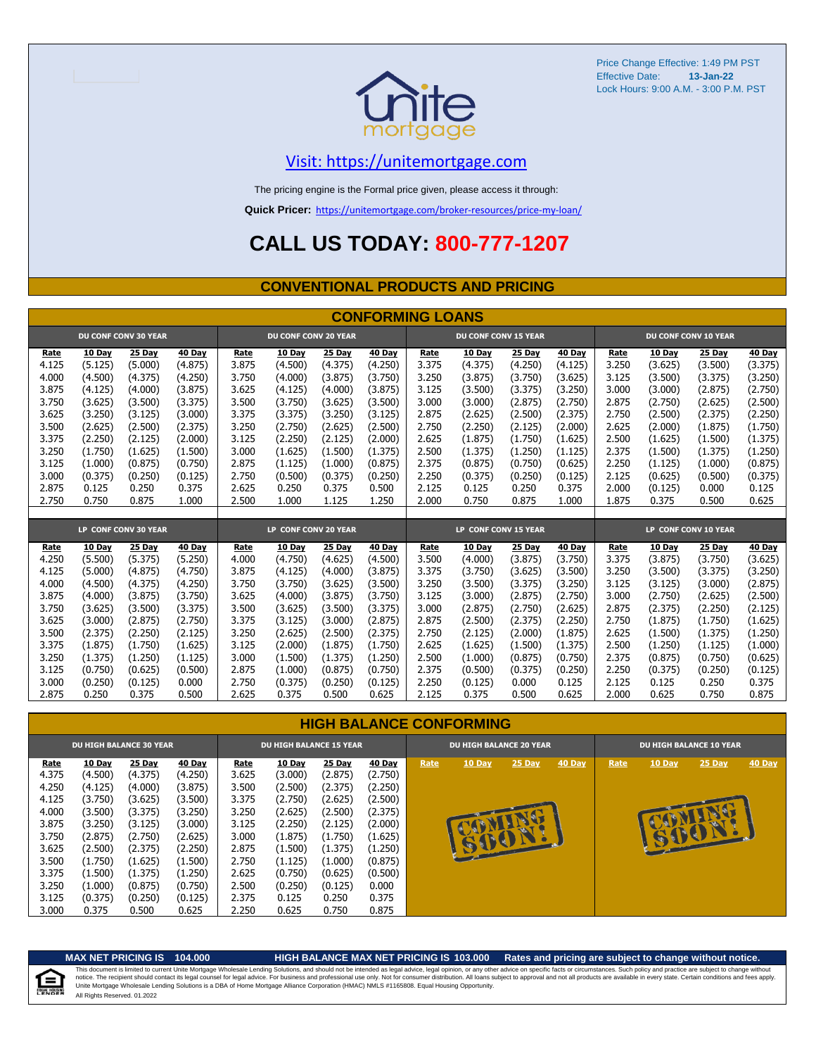Price Change Effective: 1:49 PM PST
Effective Date: **13-Jan-22**
Lock Hours: 9:00 A.M. - 3:00 P.M. PST

Visit: https://unitemortgage.com

The pricing engine is the Formal price given, please access it through:

**Quick Pricer:** https://unitemortgage.com/broker-resources/price-my-loan/

# CALL US TODAY: 800-777-1207

## CONVENTIONAL PRODUCTS AND PRICING

### CONFORMING LOANS

| DU CONF CONV 30 YEAR | | | | DU CONF CONV 20 YEAR | | | | DU CONF CONV 15 YEAR | | | | DU CONF CONV 10 YEAR | | | |
|---|---|---|---|---|---|---|---|---|---|---|---|---|---|---|---|
| Rate | 10 Day | 25 Day | 40 Day | Rate | 10 Day | 25 Day | 40 Day | Rate | 10 Day | 25 Day | 40 Day | Rate | 10 Day | 25 Day | 40 Day |
| 4.125 | (5.125) | (5.000) | (4.875) | 3.875 | (4.500) | (4.375) | (4.250) | 3.375 | (4.375) | (4.250) | (4.125) | 3.250 | (3.625) | (3.500) | (3.375) |
| 4.000 | (4.500) | (4.375) | (4.250) | 3.750 | (4.000) | (3.875) | (3.750) | 3.250 | (3.875) | (3.750) | (3.625) | 3.125 | (3.500) | (3.375) | (3.250) |
| 3.875 | (4.125) | (4.000) | (3.875) | 3.625 | (4.125) | (4.000) | (3.875) | 3.125 | (3.500) | (3.375) | (3.250) | 3.000 | (3.000) | (2.875) | (2.750) |
| 3.750 | (3.625) | (3.500) | (3.375) | 3.500 | (3.750) | (3.625) | (3.500) | 3.000 | (3.000) | (2.875) | (2.750) | 2.875 | (2.750) | (2.625) | (2.500) |
| 3.625 | (3.250) | (3.125) | (3.000) | 3.375 | (3.375) | (3.250) | (3.125) | 2.875 | (2.625) | (2.500) | (2.375) | 2.750 | (2.500) | (2.375) | (2.250) |
| 3.500 | (2.625) | (2.500) | (2.375) | 3.250 | (2.750) | (2.625) | (2.500) | 2.750 | (2.250) | (2.125) | (2.000) | 2.625 | (2.000) | (1.875) | (1.750) |
| 3.375 | (2.250) | (2.125) | (2.000) | 3.125 | (2.250) | (2.125) | (2.000) | 2.625 | (1.875) | (1.750) | (1.625) | 2.500 | (1.625) | (1.500) | (1.375) |
| 3.250 | (1.750) | (1.625) | (1.500) | 3.000 | (1.625) | (1.500) | (1.375) | 2.500 | (1.375) | (1.250) | (1.125) | 2.375 | (1.500) | (1.375) | (1.250) |
| 3.125 | (1.000) | (0.875) | (0.750) | 2.875 | (1.125) | (1.000) | (0.875) | 2.375 | (0.875) | (0.750) | (0.625) | 2.250 | (1.125) | (1.000) | (0.875) |
| 3.000 | (0.375) | (0.250) | (0.125) | 2.750 | (0.500) | (0.375) | (0.250) | 2.250 | (0.375) | (0.250) | (0.125) | 2.125 | (0.625) | (0.500) | (0.375) |
| 2.875 | 0.125 | 0.250 | 0.375 | 2.625 | 0.250 | 0.375 | 0.500 | 2.125 | 0.125 | 0.250 | 0.375 | 2.000 | (0.125) | 0.000 | 0.125 |
| 2.750 | 0.750 | 0.875 | 1.000 | 2.500 | 1.000 | 1.125 | 1.250 | 2.000 | 0.750 | 0.875 | 1.000 | 1.875 | 0.375 | 0.500 | 0.625 |

| LP CONF CONV 30 YEAR | | | | LP CONF CONV 20 YEAR | | | | LP CONF CONV 15 YEAR | | | | LP CONF CONV 10 YEAR | | | |
|---|---|---|---|---|---|---|---|---|---|---|---|---|---|---|---|
| Rate | 10 Day | 25 Day | 40 Day | Rate | 10 Day | 25 Day | 40 Day | Rate | 10 Day | 25 Day | 40 Day | Rate | 10 Day | 25 Day | 40 Day |
| 4.250 | (5.500) | (5.375) | (5.250) | 4.000 | (4.750) | (4.625) | (4.500) | 3.500 | (4.000) | (3.875) | (3.750) | 3.375 | (3.875) | (3.750) | (3.625) |
| 4.125 | (5.000) | (4.875) | (4.750) | 3.875 | (4.125) | (4.000) | (3.875) | 3.375 | (3.750) | (3.625) | (3.500) | 3.250 | (3.500) | (3.375) | (3.250) |
| 4.000 | (4.500) | (4.375) | (4.250) | 3.750 | (3.750) | (3.625) | (3.500) | 3.250 | (3.500) | (3.375) | (3.250) | 3.125 | (3.125) | (3.000) | (2.875) |
| 3.875 | (4.000) | (3.875) | (3.750) | 3.625 | (4.000) | (3.875) | (3.750) | 3.125 | (3.000) | (2.875) | (2.750) | 3.000 | (2.750) | (2.625) | (2.500) |
| 3.750 | (3.625) | (3.500) | (3.375) | 3.500 | (3.625) | (3.500) | (3.375) | 3.000 | (2.875) | (2.750) | (2.625) | 2.875 | (2.375) | (2.250) | (2.125) |
| 3.625 | (3.000) | (2.875) | (2.750) | 3.375 | (3.125) | (3.000) | (2.875) | 2.875 | (2.500) | (2.375) | (2.250) | 2.750 | (1.875) | (1.750) | (1.625) |
| 3.500 | (2.375) | (2.250) | (2.125) | 3.250 | (2.625) | (2.500) | (2.375) | 2.750 | (2.125) | (2.000) | (1.875) | 2.625 | (1.500) | (1.375) | (1.250) |
| 3.375 | (1.875) | (1.750) | (1.625) | 3.125 | (2.000) | (1.875) | (1.750) | 2.625 | (1.625) | (1.500) | (1.375) | 2.500 | (1.250) | (1.125) | (1.000) |
| 3.250 | (1.375) | (1.250) | (1.125) | 3.000 | (1.500) | (1.375) | (1.250) | 2.500 | (1.000) | (0.875) | (0.750) | 2.375 | (0.875) | (0.750) | (0.625) |
| 3.125 | (0.750) | (0.625) | (0.500) | 2.875 | (1.000) | (0.875) | (0.750) | 2.375 | (0.500) | (0.375) | (0.250) | 2.250 | (0.375) | (0.250) | (0.125) |
| 3.000 | (0.250) | (0.125) | 0.000 | 2.750 | (0.375) | (0.250) | (0.125) | 2.250 | (0.125) | 0.000 | 0.125 | 2.125 | 0.125 | 0.250 | 0.375 |
| 2.875 | 0.250 | 0.375 | 0.500 | 2.625 | 0.375 | 0.500 | 0.625 | 2.125 | 0.375 | 0.500 | 0.625 | 2.000 | 0.625 | 0.750 | 0.875 |

### HIGH BALANCE CONFORMING

| DU HIGH BALANCE 30 YEAR | | | | DU HIGH BALANCE 15 YEAR | | | | DU HIGH BALANCE 20 YEAR | | | | DU HIGH BALANCE 10 YEAR | | | |
|---|---|---|---|---|---|---|---|---|---|---|---|---|---|---|---|
| Rate | 10 Day | 25 Day | 40 Day | Rate | 10 Day | 25 Day | 40 Day | Rate | 10 Day | 25 Day | 40 Day | Rate | 10 Day | 25 Day | 40 Day |
| 4.375 | (4.500) | (4.375) | (4.250) | 3.625 | (3.000) | (2.875) | (2.750) | COMING SOON! | | | | COMING SOON! | | | |
| 4.250 | (4.125) | (4.000) | (3.875) | 3.500 | (2.500) | (2.375) | (2.250) | | | | | | | | |
| 4.125 | (3.750) | (3.625) | (3.500) | 3.375 | (2.750) | (2.625) | (2.500) | | | | | | | | |
| 4.000 | (3.500) | (3.375) | (3.250) | 3.250 | (2.625) | (2.500) | (2.375) | | | | | | | | |
| 3.875 | (3.250) | (3.125) | (3.000) | 3.125 | (2.250) | (2.125) | (2.000) | | | | | | | | |
| 3.750 | (2.875) | (2.750) | (2.625) | 3.000 | (1.875) | (1.750) | (1.625) | | | | | | | | |
| 3.625 | (2.500) | (2.375) | (2.250) | 2.875 | (1.500) | (1.375) | (1.250) | | | | | | | | |
| 3.500 | (1.750) | (1.625) | (1.500) | 2.750 | (1.125) | (1.000) | (0.875) | | | | | | | | |
| 3.375 | (1.500) | (1.375) | (1.250) | 2.625 | (0.750) | (0.625) | (0.500) | | | | | | | | |
| 3.250 | (1.000) | (0.875) | (0.750) | 2.500 | (0.250) | (0.125) | 0.000 | | | | | | | | |
| 3.125 | (0.375) | (0.250) | (0.125) | 2.375 | 0.125 | 0.250 | 0.375 | | | | | | | | |
| 3.000 | 0.375 | 0.500 | 0.625 | 2.250 | 0.625 | 0.750 | 0.875 | | | | | | | | |

**MAX NET PRICING IS 104.000** **HIGH BALANCE MAX NET PRICING IS 103.000** **Rates and pricing are subject to change without notice.**

This document is limited to current Unite Mortgage Wholesale Lending Solutions, and should not be intended as legal advice, legal opinion, or any other advice on specific facts or circumstances. Such policy and practice are subject to change without notice. The recipient should contact its legal counsel for legal advice. For business and professional use only. Not for consumer distribution. All loans subject to approval and not all products are available in every state. Certain conditions and fees apply. Unite Mortgage Wholesale Lending Solutions is a DBA of Home Mortgage Alliance Corporation (HMAC) NMLS #1165808. Equal Housing Opportunity.

All Rights Reserved. 01.2022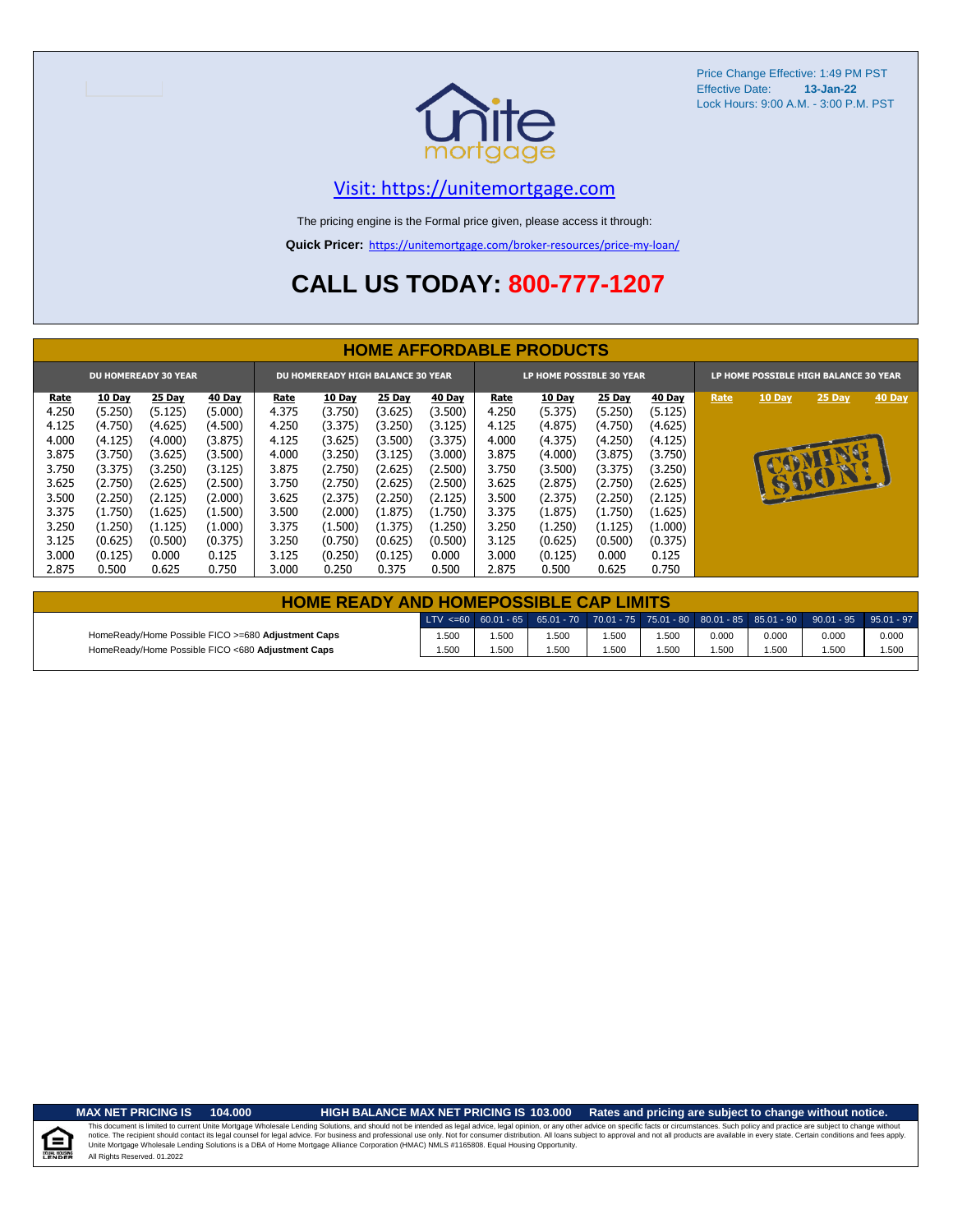Price Change Effective: 1:49 PM PST
Effective Date: **13-Jan-22**
Lock Hours: 9:00 A.M. - 3:00 P.M. PST

unite mortgage

Visit: https://unitemortgage.com

The pricing engine is the Formal price given, please access it through:

**Quick Pricer:** https://unitemortgage.com/broker-resources/price-my-loan/

# CALL US TODAY: 800-777-1207

## HOME AFFORDABLE PRODUCTS

| DU HOMEREADY 30 YEAR | | | | DU HOMEREADY HIGH BALANCE 30 YEAR | | | | LP HOME POSSIBLE 30 YEAR | | | | LP HOME POSSIBLE HIGH BALANCE 30 YEAR | | | |
|---|---|---|---|---|---|---|---|---|---|---|---|---|---|---|---|
| Rate | 10 Day | 25 Day | 40 Day | Rate | 10 Day | 25 Day | 40 Day | Rate | 10 Day | 25 Day | 40 Day | Rate | 10 Day | 25 Day | 40 Day |
| 4.250 | (5.250) | (5.125) | (5.000) | 4.375 | (3.750) | (3.625) | (3.500) | 4.250 | (5.375) | (5.250) | (5.125) | COMING SOON! | | | |
| 4.125 | (4.750) | (4.625) | (4.500) | 4.250 | (3.375) | (3.250) | (3.125) | 4.125 | (4.875) | (4.750) | (4.625) | | | | |
| 4.000 | (4.125) | (4.000) | (3.875) | 4.125 | (3.625) | (3.500) | (3.375) | 4.000 | (4.375) | (4.250) | (4.125) | | | | |
| 3.875 | (3.750) | (3.625) | (3.500) | 4.000 | (3.250) | (3.125) | (3.000) | 3.875 | (4.000) | (3.875) | (3.750) | | | | |
| 3.750 | (3.375) | (3.250) | (3.125) | 3.875 | (2.750) | (2.625) | (2.500) | 3.750 | (3.500) | (3.375) | (3.250) | | | | |
| 3.625 | (2.750) | (2.625) | (2.500) | 3.750 | (2.750) | (2.625) | (2.500) | 3.625 | (2.875) | (2.750) | (2.625) | | | | |
| 3.500 | (2.250) | (2.125) | (2.000) | 3.625 | (2.375) | (2.250) | (2.125) | 3.500 | (2.375) | (2.250) | (2.125) | | | | |
| 3.375 | (1.750) | (1.625) | (1.500) | 3.500 | (2.000) | (1.875) | (1.750) | 3.375 | (1.875) | (1.750) | (1.625) | | | | |
| 3.250 | (1.250) | (1.125) | (1.000) | 3.375 | (1.500) | (1.375) | (1.250) | 3.250 | (1.250) | (1.125) | (1.000) | | | | |
| 3.125 | (0.625) | (0.500) | (0.375) | 3.250 | (0.750) | (0.625) | (0.500) | 3.125 | (0.625) | (0.500) | (0.375) | | | | |
| 3.000 | (0.125) | 0.000 | 0.125 | 3.125 | (0.250) | (0.125) | 0.000 | 3.000 | (0.125) | 0.000 | 0.125 | | | | |
| 2.875 | 0.500 | 0.625 | 0.750 | 3.000 | 0.250 | 0.375 | 0.500 | 2.875 | 0.500 | 0.625 | 0.750 | | | | |

## HOME READY AND HOMEPOSSIBLE CAP LIMITS

| | LTV <=60 | 60.01 - 65 | 65.01 - 70 | 70.01 - 75 | 75.01 - 80 | 80.01 - 85 | 85.01 - 90 | 90.01 - 95 | 95.01 - 97 |
|---|---|---|---|---|---|---|---|---|---|
| HomeReady/Home Possible FICO >=680 **Adjustment Caps** | 1.500 | 1.500 | 1.500 | 1.500 | 1.500 | 0.000 | 0.000 | 0.000 | 0.000 |
| HomeReady/Home Possible FICO <680 **Adjustment Caps** | 1.500 | 1.500 | 1.500 | 1.500 | 1.500 | 1.500 | 1.500 | 1.500 | 1.500 |

**MAX NET PRICING IS 104.000** | **HIGH BALANCE MAX NET PRICING IS 103.000** | **Rates and pricing are subject to change without notice.**

This document is limited to current Unite Mortgage Wholesale Lending Solutions, and should not be intended as legal advice, legal opinion, or any other advice on specific facts or circumstances. Such policy and practice are subject to change without notice. The recipient should contact its legal counsel for legal advice. For business and professional use only. Not for consumer distribution. All loans subject to approval and not all products are available in every state. Certain conditions and fees apply. Unite Mortgage Wholesale Lending Solutions is a DBA of Home Mortgage Alliance Corporation (HMAC) NMLS #1165808. Equal Housing Opportunity.
All Rights Reserved. 01.2022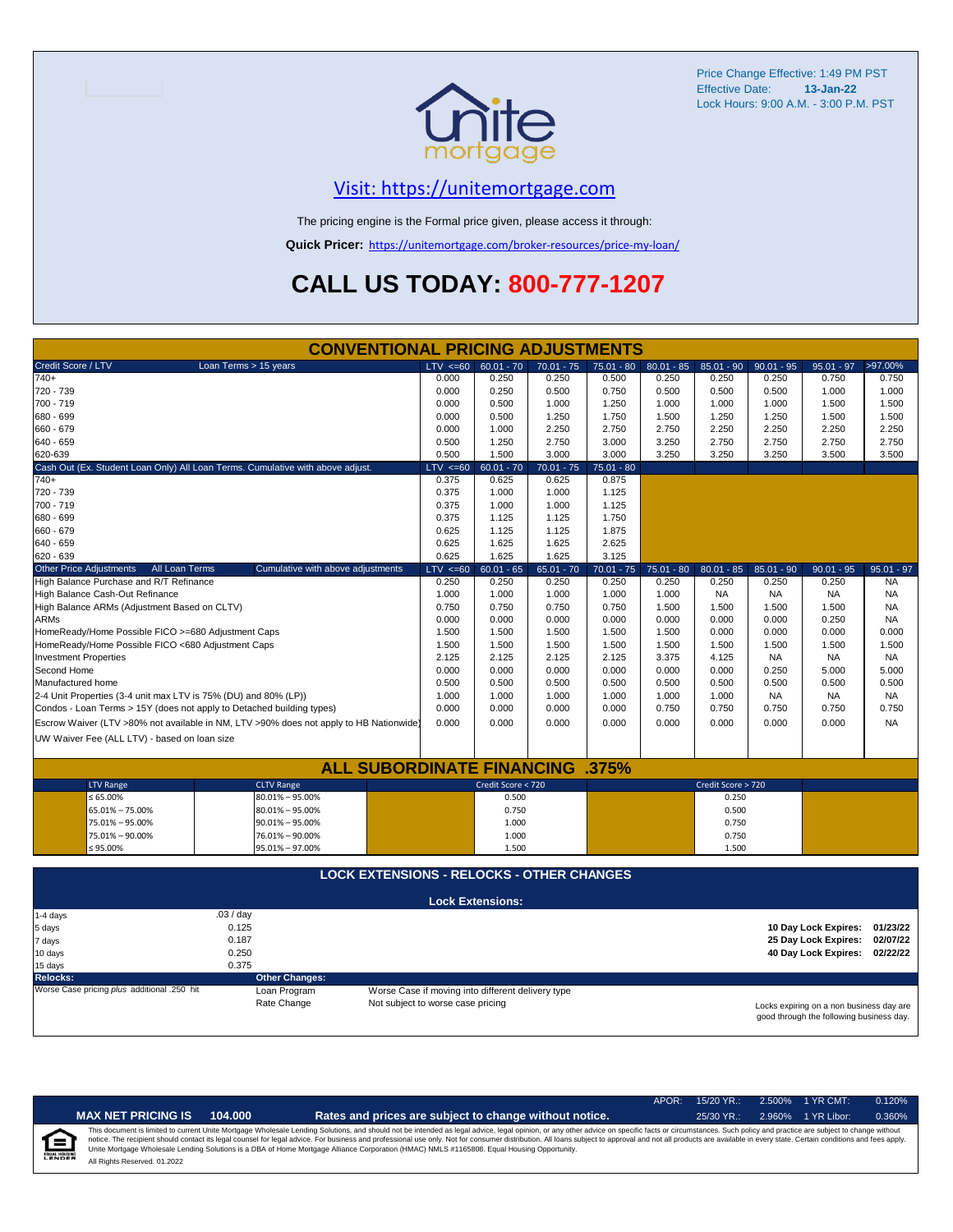Price Change Effective: 1:49 PM PST
Effective Date: **13-Jan-22**
Lock Hours: 9:00 A.M. - 3:00 P.M. PST

unite mortgage

## Visit: https://unitemortgage.com

The pricing engine is the Formal price given, please access it through:

**Quick Pricer:** https://unitemortgage.com/broker-resources/price-my-loan/

# CALL US TODAY: 800-777-1207

## CONVENTIONAL PRICING ADJUSTMENTS

| Credit Score / LTV — Loan Terms > 15 years | LTV <=60 | 60.01 - 70 | 70.01 - 75 | 75.01 - 80 | 80.01 - 85 | 85.01 - 90 | 90.01 - 95 | 95.01 - 97 | >97.00% |
|---|---|---|---|---|---|---|---|---|---|
| 740+ | 0.000 | 0.250 | 0.250 | 0.500 | 0.250 | 0.250 | 0.250 | 0.750 | 0.750 |
| 720 - 739 | 0.000 | 0.250 | 0.500 | 0.750 | 0.500 | 0.500 | 0.500 | 1.000 | 1.000 |
| 700 - 719 | 0.000 | 0.500 | 1.000 | 1.250 | 1.000 | 1.000 | 1.000 | 1.500 | 1.500 |
| 680 - 699 | 0.000 | 0.500 | 1.250 | 1.750 | 1.500 | 1.250 | 1.250 | 1.500 | 1.500 |
| 660 - 679 | 0.000 | 1.000 | 2.250 | 2.750 | 2.750 | 2.250 | 2.250 | 2.250 | 2.250 |
| 640 - 659 | 0.500 | 1.250 | 2.750 | 3.000 | 3.250 | 2.750 | 2.750 | 2.750 | 2.750 |
| 620-639 | 0.500 | 1.500 | 3.000 | 3.000 | 3.250 | 3.250 | 3.250 | 3.500 | 3.500 |

| Cash Out (Ex. Student Loan Only) All Loan Terms. Cumulative with above adjust. | LTV <=60 | 60.01 - 70 | 70.01 - 75 | 75.01 - 80 |
|---|---|---|---|---|
| 740+ | 0.375 | 0.625 | 0.625 | 0.875 |
| 720 - 739 | 0.375 | 1.000 | 1.000 | 1.125 |
| 700 - 719 | 0.375 | 1.000 | 1.000 | 1.125 |
| 680 - 699 | 0.375 | 1.125 | 1.125 | 1.750 |
| 660 - 679 | 0.625 | 1.125 | 1.125 | 1.875 |
| 640 - 659 | 0.625 | 1.625 | 1.625 | 2.625 |
| 620 - 639 | 0.625 | 1.625 | 1.625 | 3.125 |

| Other Price Adjustments — All Loan Terms — Cumulative with above adjustments | LTV <=60 | 60.01 - 65 | 65.01 - 70 | 70.01 - 75 | 75.01 - 80 | 80.01 - 85 | 85.01 - 90 | 90.01 - 95 | 95.01 - 97 |
|---|---|---|---|---|---|---|---|---|---|
| High Balance Purchase and R/T Refinance | 0.250 | 0.250 | 0.250 | 0.250 | 0.250 | 0.250 | 0.250 | 0.250 | NA |
| High Balance Cash-Out Refinance | 1.000 | 1.000 | 1.000 | 1.000 | 1.000 | NA | NA | NA | NA |
| High Balance ARMs (Adjustment Based on CLTV) | 0.750 | 0.750 | 0.750 | 0.750 | 1.500 | 1.500 | 1.500 | 1.500 | NA |
| ARMs | 0.000 | 0.000 | 0.000 | 0.000 | 0.000 | 0.000 | 0.000 | 0.250 | NA |
| HomeReady/Home Possible FICO >=680 Adjustment Caps | 1.500 | 1.500 | 1.500 | 1.500 | 1.500 | 0.000 | 0.000 | 0.000 | 0.000 |
| HomeReady/Home Possible FICO <680 Adjustment Caps | 1.500 | 1.500 | 1.500 | 1.500 | 1.500 | 1.500 | 1.500 | 1.500 | 1.500 |
| Investment Properties | 2.125 | 2.125 | 2.125 | 2.125 | 3.375 | 4.125 | NA | NA | NA |
| Second Home | 0.000 | 0.000 | 0.000 | 0.000 | 0.000 | 0.000 | 0.250 | 5.000 | 5.000 |
| Manufactured home | 0.500 | 0.500 | 0.500 | 0.500 | 0.500 | 0.500 | 0.500 | 0.500 | 0.500 |
| 2-4 Unit Properties (3-4 unit max LTV is 75% (DU) and 80% (LP)) | 1.000 | 1.000 | 1.000 | 1.000 | 1.000 | 1.000 | NA | NA | NA |
| Condos - Loan Terms > 15Y (does not apply to Detached building types) | 0.000 | 0.000 | 0.000 | 0.000 | 0.750 | 0.750 | 0.750 | 0.750 | 0.750 |
| Escrow Waiver (LTV >80% not available in NM, LTV >90% does not apply to HB Nationwide) | 0.000 | 0.000 | 0.000 | 0.000 | 0.000 | 0.000 | 0.000 | 0.000 | NA |
| UW Waiver Fee (ALL LTV) - based on loan size | | | | | | | | | |

## ALL SUBORDINATE FINANCING .375%

| LTV Range | CLTV Range | Credit Score < 720 | Credit Score > 720 |
|---|---|---|---|
| ≤ 65.00% | 80.01% – 95.00% | 0.500 | 0.250 |
| 65.01% – 75.00% | 80.01% – 95.00% | 0.750 | 0.500 |
| 75.01% – 95.00% | 90.01% – 95.00% | 1.000 | 0.750 |
| 75.01% – 90.00% | 76.01% – 90.00% | 1.000 | 0.750 |
| ≤ 95.00% | 95.01% – 97.00% | 1.500 | 1.500 |

## LOCK EXTENSIONS - RELOCKS - OTHER CHANGES

### Lock Extensions:

| Days | Cost |
|---|---|
| 1-4 days | .03 / day |
| 5 days | 0.125 |
| 7 days | 0.187 |
| 10 days | 0.250 |
| 15 days | 0.375 |

| Lock | Expires |
|---|---|
| 10 Day Lock Expires: | 01/23/22 |
| 25 Day Lock Expires: | 02/07/22 |
| 40 Day Lock Expires: | 02/22/22 |

**Relocks:** Worse Case pricing *plus* additional .250 hit

**Other Changes:**

| | |
|---|---|
| Loan Program | Worse Case if moving into different delivery type |
| Rate Change | Not subject to worse case pricing |

Locks expiring on a non business day are good through the following business day.

| APOR: | 15/20 YR.: | 2.500% | 1 YR CMT: | 0.120% |
|---|---|---|---|---|
| | 25/30 YR.: | 2.960% | 1 YR Libor: | 0.360% |

**MAX NET PRICING IS 104.000** — **Rates and prices are subject to change without notice.**

This document is limited to current Unite Mortgage Wholesale Lending Solutions, and should not be intended as legal advice, legal opinion, or any other advice on specific facts or circumstances. Such policy and practice are subject to change without notice. The recipient should contact its legal counsel for legal advice. For business and professional use only. Not for consumer distribution. All loans subject to approval and not all products are available in every state. Certain conditions and fees apply. Unite Mortgage Wholesale Lending Solutions is a DBA of Home Mortgage Alliance Corporation (HMAC) NMLS #1165808. Equal Housing Opportunity.

All Rights Reserved. 01.2022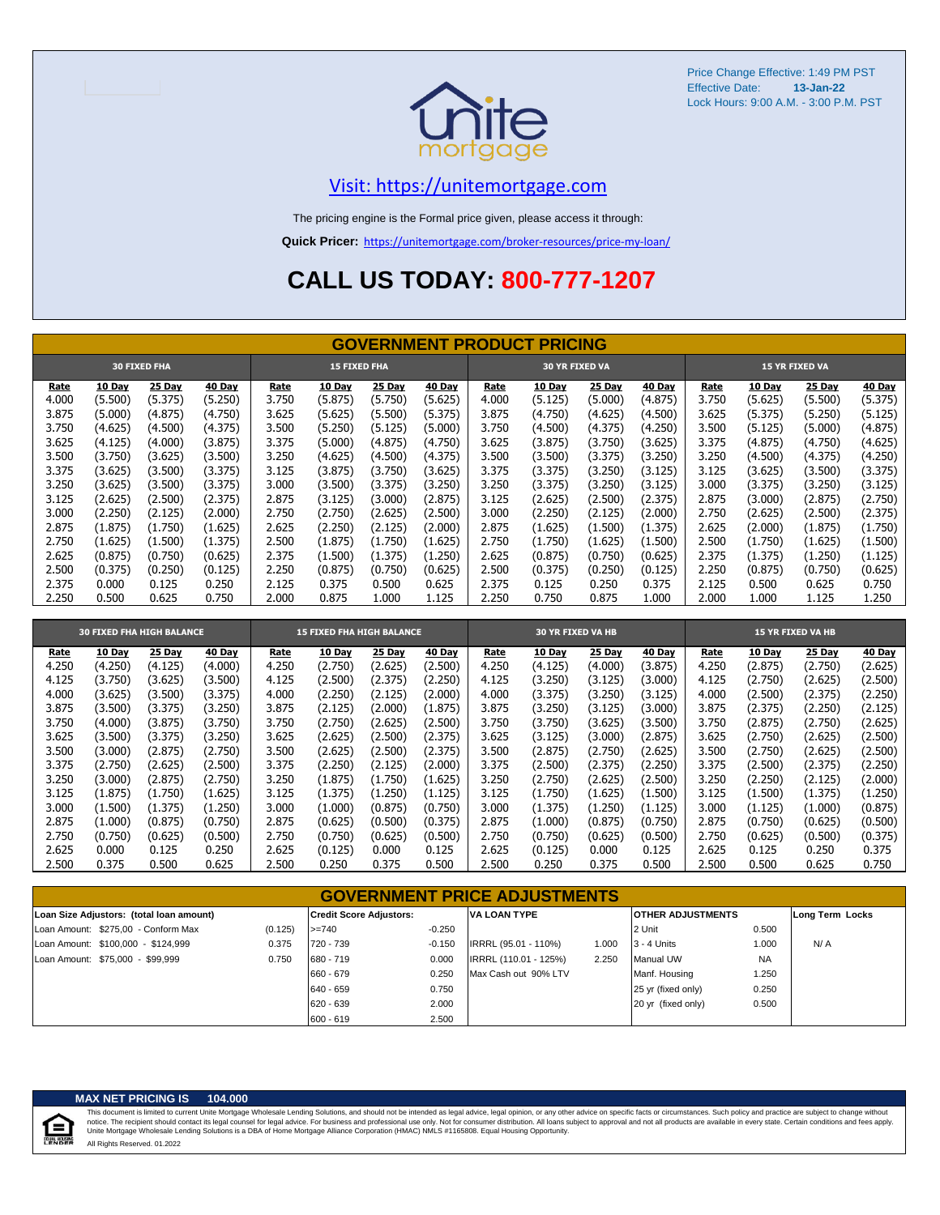Price Change Effective: 1:49 PM PST
Effective Date: **13-Jan-22**
Lock Hours: 9:00 A.M. - 3:00 P.M. PST

Visit: https://unitemortgage.com

The pricing engine is the Formal price given, please access it through:

**Quick Pricer:** https://unitemortgage.com/broker-resources/price-my-loan/

# CALL US TODAY: 800-777-1207

## GOVERNMENT PRODUCT PRICING

| 30 FIXED FHA | | | | 15 FIXED FHA | | | | 30 YR FIXED VA | | | | 15 YR FIXED VA | | | |
|---|---|---|---|---|---|---|---|---|---|---|---|---|---|---|---|
| Rate | 10 Day | 25 Day | 40 Day | Rate | 10 Day | 25 Day | 40 Day | Rate | 10 Day | 25 Day | 40 Day | Rate | 10 Day | 25 Day | 40 Day |
| 4.000 | (5.500) | (5.375) | (5.250) | 3.750 | (5.875) | (5.750) | (5.625) | 4.000 | (5.125) | (5.000) | (4.875) | 3.750 | (5.625) | (5.500) | (5.375) |
| 3.875 | (5.000) | (4.875) | (4.750) | 3.625 | (5.625) | (5.500) | (5.375) | 3.875 | (4.750) | (4.625) | (4.500) | 3.625 | (5.375) | (5.250) | (5.125) |
| 3.750 | (4.625) | (4.500) | (4.375) | 3.500 | (5.250) | (5.125) | (5.000) | 3.750 | (4.500) | (4.375) | (4.250) | 3.500 | (5.125) | (5.000) | (4.875) |
| 3.625 | (4.125) | (4.000) | (3.875) | 3.375 | (5.000) | (4.875) | (4.750) | 3.625 | (3.875) | (3.750) | (3.625) | 3.375 | (4.875) | (4.750) | (4.625) |
| 3.500 | (3.750) | (3.625) | (3.500) | 3.250 | (4.625) | (4.500) | (4.375) | 3.500 | (3.500) | (3.375) | (3.250) | 3.250 | (4.500) | (4.375) | (4.250) |
| 3.375 | (3.625) | (3.500) | (3.375) | 3.125 | (3.875) | (3.750) | (3.625) | 3.375 | (3.375) | (3.250) | (3.125) | 3.125 | (3.625) | (3.500) | (3.375) |
| 3.250 | (3.625) | (3.500) | (3.375) | 3.000 | (3.500) | (3.375) | (3.250) | 3.250 | (3.375) | (3.250) | (3.125) | 3.000 | (3.375) | (3.250) | (3.125) |
| 3.125 | (2.625) | (2.500) | (2.375) | 2.875 | (3.125) | (3.000) | (2.875) | 3.125 | (2.625) | (2.500) | (2.375) | 2.875 | (3.000) | (2.875) | (2.750) |
| 3.000 | (2.250) | (2.125) | (2.000) | 2.750 | (2.750) | (2.625) | (2.500) | 3.000 | (2.250) | (2.125) | (2.000) | 2.750 | (2.625) | (2.500) | (2.375) |
| 2.875 | (1.875) | (1.750) | (1.625) | 2.625 | (2.250) | (2.125) | (2.000) | 2.875 | (1.625) | (1.500) | (1.375) | 2.625 | (2.000) | (1.875) | (1.750) |
| 2.750 | (1.625) | (1.500) | (1.375) | 2.500 | (1.875) | (1.750) | (1.625) | 2.750 | (1.750) | (1.625) | (1.500) | 2.500 | (1.750) | (1.625) | (1.500) |
| 2.625 | (0.875) | (0.750) | (0.625) | 2.375 | (1.500) | (1.375) | (1.250) | 2.625 | (0.875) | (0.750) | (0.625) | 2.375 | (1.375) | (1.250) | (1.125) |
| 2.500 | (0.375) | (0.250) | (0.125) | 2.250 | (0.875) | (0.750) | (0.625) | 2.500 | (0.375) | (0.250) | (0.125) | 2.250 | (0.875) | (0.750) | (0.625) |
| 2.375 | 0.000 | 0.125 | 0.250 | 2.125 | 0.375 | 0.500 | 0.625 | 2.375 | 0.125 | 0.250 | 0.375 | 2.125 | 0.500 | 0.625 | 0.750 |
| 2.250 | 0.500 | 0.625 | 0.750 | 2.000 | 0.875 | 1.000 | 1.125 | 2.250 | 0.750 | 0.875 | 1.000 | 2.000 | 1.000 | 1.125 | 1.250 |

| 30 FIXED FHA HIGH BALANCE | | | | 15 FIXED FHA HIGH BALANCE | | | | 30 YR FIXED VA HB | | | | 15 YR FIXED VA HB | | | |
|---|---|---|---|---|---|---|---|---|---|---|---|---|---|---|---|
| Rate | 10 Day | 25 Day | 40 Day | Rate | 10 Day | 25 Day | 40 Day | Rate | 10 Day | 25 Day | 40 Day | Rate | 10 Day | 25 Day | 40 Day |
| 4.250 | (4.250) | (4.125) | (4.000) | 4.250 | (2.750) | (2.625) | (2.500) | 4.250 | (4.125) | (4.000) | (3.875) | 4.250 | (2.875) | (2.750) | (2.625) |
| 4.125 | (3.750) | (3.625) | (3.500) | 4.125 | (2.500) | (2.375) | (2.250) | 4.125 | (3.250) | (3.125) | (3.000) | 4.125 | (2.750) | (2.625) | (2.500) |
| 4.000 | (3.625) | (3.500) | (3.375) | 4.000 | (2.250) | (2.125) | (2.000) | 4.000 | (3.375) | (3.250) | (3.125) | 4.000 | (2.500) | (2.375) | (2.250) |
| 3.875 | (3.500) | (3.375) | (3.250) | 3.875 | (2.125) | (2.000) | (1.875) | 3.875 | (3.250) | (3.125) | (3.000) | 3.875 | (2.375) | (2.250) | (2.125) |
| 3.750 | (4.000) | (3.875) | (3.750) | 3.750 | (2.750) | (2.625) | (2.500) | 3.750 | (3.750) | (3.625) | (3.500) | 3.750 | (2.875) | (2.750) | (2.625) |
| 3.625 | (3.500) | (3.375) | (3.250) | 3.625 | (2.625) | (2.500) | (2.375) | 3.625 | (3.125) | (3.000) | (2.875) | 3.625 | (2.750) | (2.625) | (2.500) |
| 3.500 | (3.000) | (2.875) | (2.750) | 3.500 | (2.625) | (2.500) | (2.375) | 3.500 | (2.875) | (2.750) | (2.625) | 3.500 | (2.750) | (2.625) | (2.500) |
| 3.375 | (2.750) | (2.625) | (2.500) | 3.375 | (2.250) | (2.125) | (2.000) | 3.375 | (2.500) | (2.375) | (2.250) | 3.375 | (2.500) | (2.375) | (2.250) |
| 3.250 | (3.000) | (2.875) | (2.750) | 3.250 | (1.875) | (1.750) | (1.625) | 3.250 | (2.750) | (2.625) | (2.500) | 3.250 | (2.250) | (2.125) | (2.000) |
| 3.125 | (1.875) | (1.750) | (1.625) | 3.125 | (1.375) | (1.250) | (1.125) | 3.125 | (1.750) | (1.625) | (1.500) | 3.125 | (1.500) | (1.375) | (1.250) |
| 3.000 | (1.500) | (1.375) | (1.250) | 3.000 | (1.000) | (0.875) | (0.750) | 3.000 | (1.375) | (1.250) | (1.125) | 3.000 | (1.125) | (1.000) | (0.875) |
| 2.875 | (1.000) | (0.875) | (0.750) | 2.875 | (0.625) | (0.500) | (0.375) | 2.875 | (1.000) | (0.875) | (0.750) | 2.875 | (0.750) | (0.625) | (0.500) |
| 2.750 | (0.750) | (0.625) | (0.500) | 2.750 | (0.750) | (0.625) | (0.500) | 2.750 | (0.750) | (0.625) | (0.500) | 2.750 | (0.625) | (0.500) | (0.375) |
| 2.625 | 0.000 | 0.125 | 0.250 | 2.625 | (0.125) | 0.000 | 0.125 | 2.625 | (0.125) | 0.000 | 0.125 | 2.625 | 0.125 | 0.250 | 0.375 |
| 2.500 | 0.375 | 0.500 | 0.625 | 2.500 | 0.250 | 0.375 | 0.500 | 2.500 | 0.250 | 0.375 | 0.500 | 2.500 | 0.500 | 0.625 | 0.750 |

## GOVERNMENT PRICE ADJUSTMENTS

| Loan Size Adjustors: (total loan amount) | | Credit Score Adjustors: | | VA LOAN TYPE | | OTHER ADJUSTMENTS | | Long Term Locks |
|---|---|---|---|---|---|---|---|---|
| Loan Amount: $275,00 - Conform Max | (0.125) | >=740 | -0.250 | | | 2 Unit | 0.500 | |
| Loan Amount: $100,000 - $124,999 | 0.375 | 720 - 739 | -0.150 | IRRRL (95.01 - 110%) | 1.000 | 3 - 4 Units | 1.000 | N/ A |
| Loan Amount: $75,000 - $99,999 | 0.750 | 680 - 719 | 0.000 | IRRRL (110.01 - 125%) | 2.250 | Manual UW | NA | |
| | | 660 - 679 | 0.250 | Max Cash out 90% LTV | | Manf. Housing | 1.250 | |
| | | 640 - 659 | 0.750 | | | 25 yr (fixed only) | 0.250 | |
| | | 620 - 639 | 2.000 | | | 20 yr (fixed only) | 0.500 | |
| | | 600 - 619 | 2.500 | | | | | |

**MAX NET PRICING IS 104.000**

This document is limited to current Unite Mortgage Wholesale Lending Solutions, and should not be intended as legal advice, legal opinion, or any other advice on specific facts or circumstances. Such policy and practice are subject to change without notice. The recipient should contact its legal counsel for legal advice. For business and professional use only. Not for consumer distribution. All loans subject to approval and not all products are available in every state. Certain conditions and fees apply. Unite Mortgage Wholesale Lending Solutions is a DBA of Home Mortgage Alliance Corporation (HMAC) NMLS #1165808. Equal Housing Opportunity.

All Rights Reserved. 01.2022